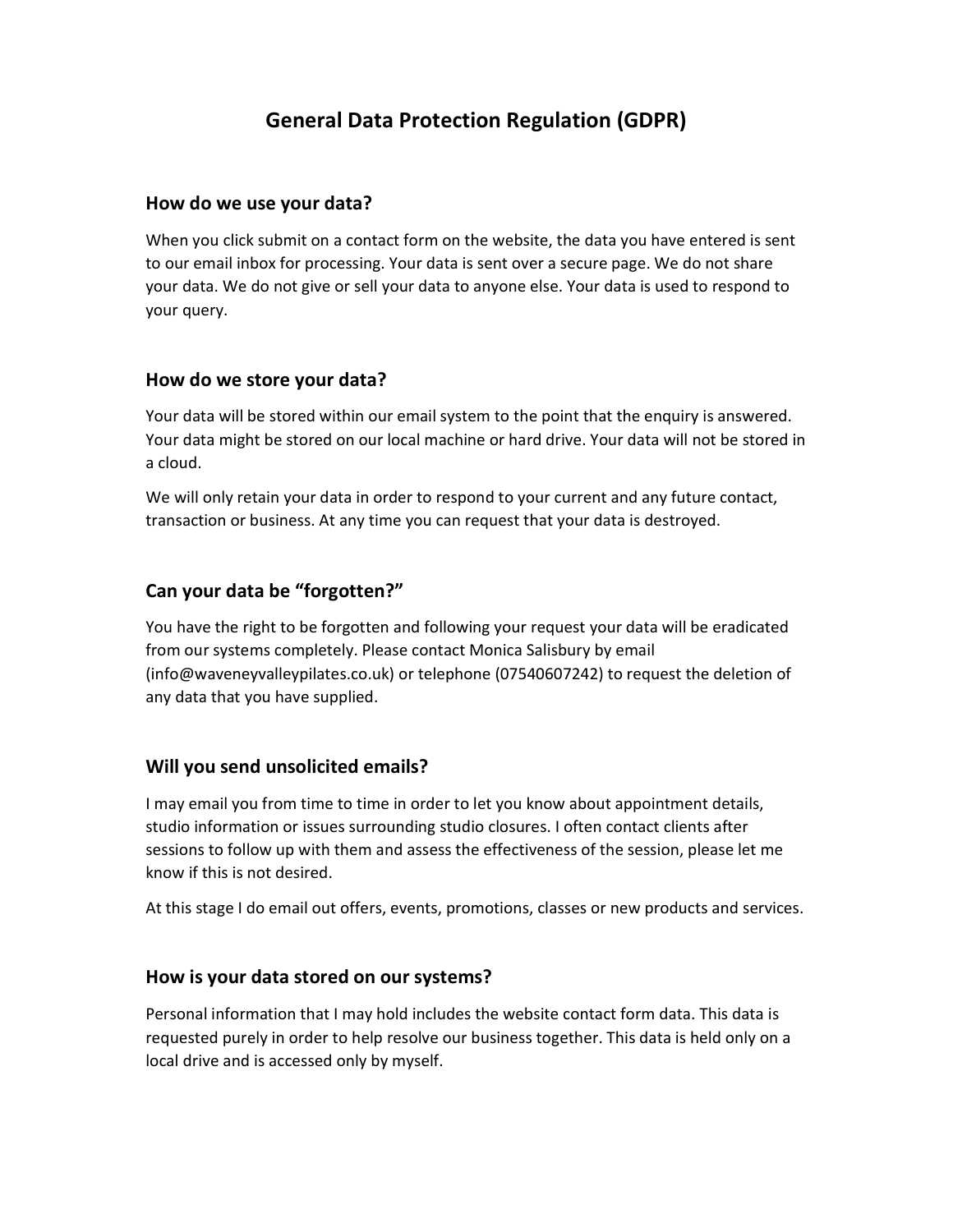# General Data Protection Regulation (GDPR)

## How do we use your data?

When you click submit on a contact form on the website, the data you have entered is sent to our email inbox for processing. Your data is sent over a secure page. We do not share your data. We do not give or sell your data to anyone else. Your data is used to respond to your query.

## How do we store your data?

Your data will be stored within our email system to the point that the enquiry is answered. Your data might be stored on our local machine or hard drive. Your data will not be stored in a cloud.

We will only retain your data in order to respond to your current and any future contact, transaction or business. At any time you can request that your data is destroyed.

## Can your data be "forgotten?"

You have the right to be forgotten and following your request your data will be eradicated from our systems completely. Please contact Monica Salisbury by email (info@waveneyvalleypilates.co.uk) or telephone (07540607242) to request the deletion of any data that you have supplied.

## Will you send unsolicited emails?

I may email you from time to time in order to let you know about appointment details, studio information or issues surrounding studio closures. I often contact clients after sessions to follow up with them and assess the effectiveness of the session, please let me know if this is not desired.

At this stage I do email out offers, events, promotions, classes or new products and services.

## How is your data stored on our systems?

Personal information that I may hold includes the website contact form data. This data is requested purely in order to help resolve our business together. This data is held only on a local drive and is accessed only by myself.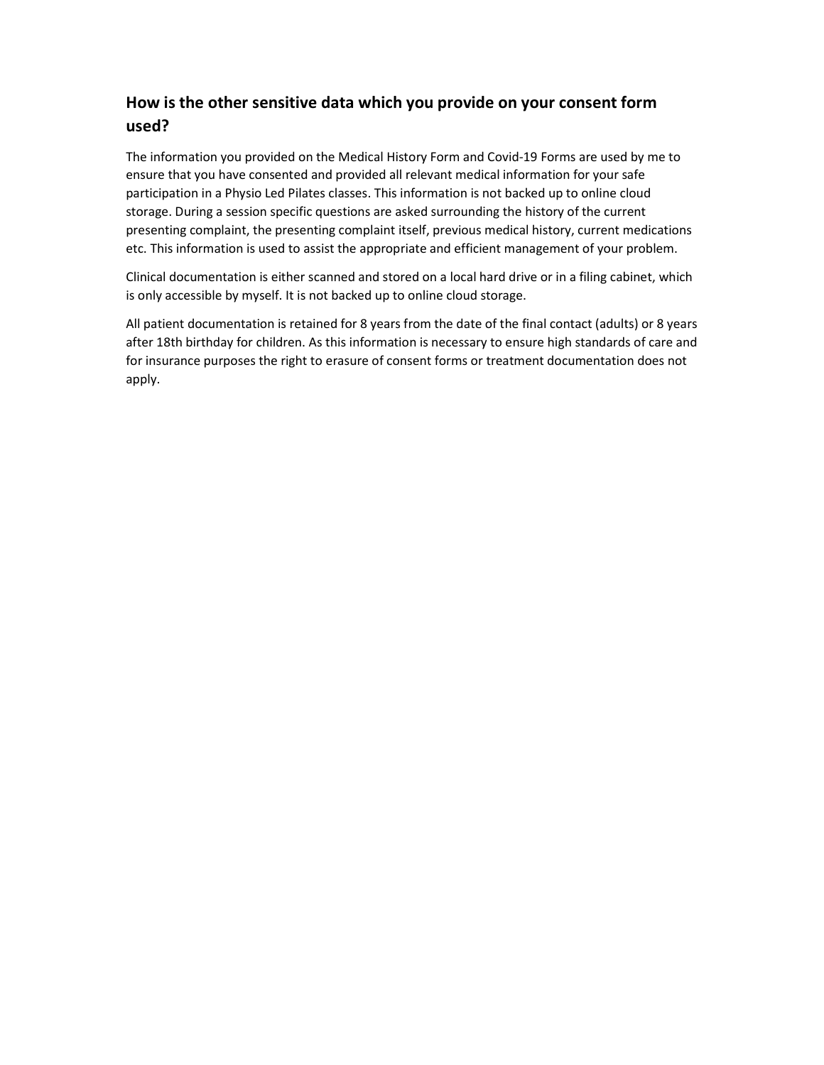## How is the other sensitive data which you provide on your consent form used?

The information you provided on the Medical History Form and Covid-19 Forms are used by me to ensure that you have consented and provided all relevant medical information for your safe participation in a Physio Led Pilates classes. This information is not backed up to online cloud storage. During a session specific questions are asked surrounding the history of the current presenting complaint, the presenting complaint itself, previous medical history, current medications etc. This information is used to assist the appropriate and efficient management of your problem.

Clinical documentation is either scanned and stored on a local hard drive or in a filing cabinet, which is only accessible by myself. It is not backed up to online cloud storage.

All patient documentation is retained for 8 years from the date of the final contact (adults) or 8 years after 18th birthday for children. As this information is necessary to ensure high standards of care and for insurance purposes the right to erasure of consent forms or treatment documentation does not apply.